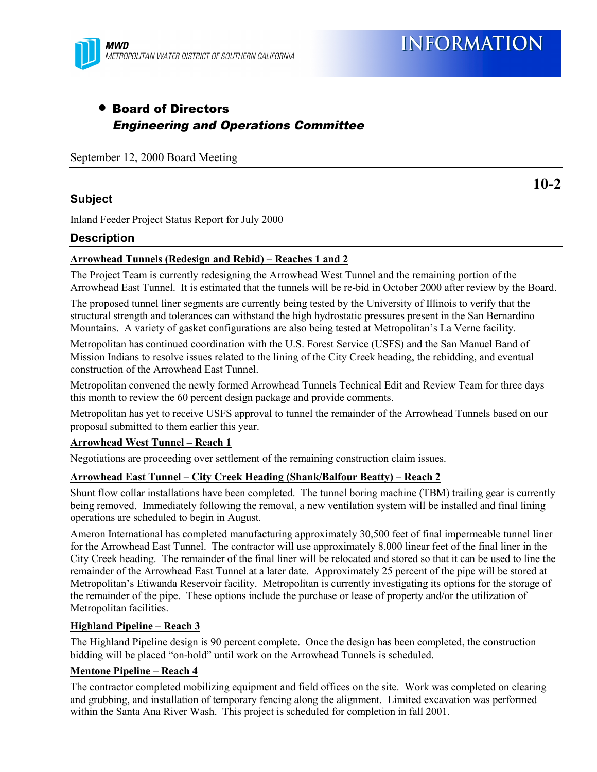MWD
METROPOLITAN WATER DISTRICT OF SOUTHERN CALIFORNIA

# INFORMATION

- **Board of Directors**
  ***Engineering and Operations Committee***

September 12, 2000 Board Meeting

**10-2**

## Subject

Inland Feeder Project Status Report for July 2000

## Description

**Arrowhead Tunnels (Redesign and Rebid) – Reaches 1 and 2**

The Project Team is currently redesigning the Arrowhead West Tunnel and the remaining portion of the Arrowhead East Tunnel. It is estimated that the tunnels will be re-bid in October 2000 after review by the Board.

The proposed tunnel liner segments are currently being tested by the University of Illinois to verify that the structural strength and tolerances can withstand the high hydrostatic pressures present in the San Bernardino Mountains. A variety of gasket configurations are also being tested at Metropolitan's La Verne facility.

Metropolitan has continued coordination with the U.S. Forest Service (USFS) and the San Manuel Band of Mission Indians to resolve issues related to the lining of the City Creek heading, the rebidding, and eventual construction of the Arrowhead East Tunnel.

Metropolitan convened the newly formed Arrowhead Tunnels Technical Edit and Review Team for three days this month to review the 60 percent design package and provide comments.

Metropolitan has yet to receive USFS approval to tunnel the remainder of the Arrowhead Tunnels based on our proposal submitted to them earlier this year.

**Arrowhead West Tunnel – Reach 1**

Negotiations are proceeding over settlement of the remaining construction claim issues.

**Arrowhead East Tunnel – City Creek Heading (Shank/Balfour Beatty) – Reach 2**

Shunt flow collar installations have been completed. The tunnel boring machine (TBM) trailing gear is currently being removed. Immediately following the removal, a new ventilation system will be installed and final lining operations are scheduled to begin in August.

Ameron International has completed manufacturing approximately 30,500 feet of final impermeable tunnel liner for the Arrowhead East Tunnel. The contractor will use approximately 8,000 linear feet of the final liner in the City Creek heading. The remainder of the final liner will be relocated and stored so that it can be used to line the remainder of the Arrowhead East Tunnel at a later date. Approximately 25 percent of the pipe will be stored at Metropolitan's Etiwanda Reservoir facility. Metropolitan is currently investigating its options for the storage of the remainder of the pipe. These options include the purchase or lease of property and/or the utilization of Metropolitan facilities.

**Highland Pipeline – Reach 3**

The Highland Pipeline design is 90 percent complete. Once the design has been completed, the construction bidding will be placed "on-hold" until work on the Arrowhead Tunnels is scheduled.

**Mentone Pipeline – Reach 4**

The contractor completed mobilizing equipment and field offices on the site. Work was completed on clearing and grubbing, and installation of temporary fencing along the alignment. Limited excavation was performed within the Santa Ana River Wash. This project is scheduled for completion in fall 2001.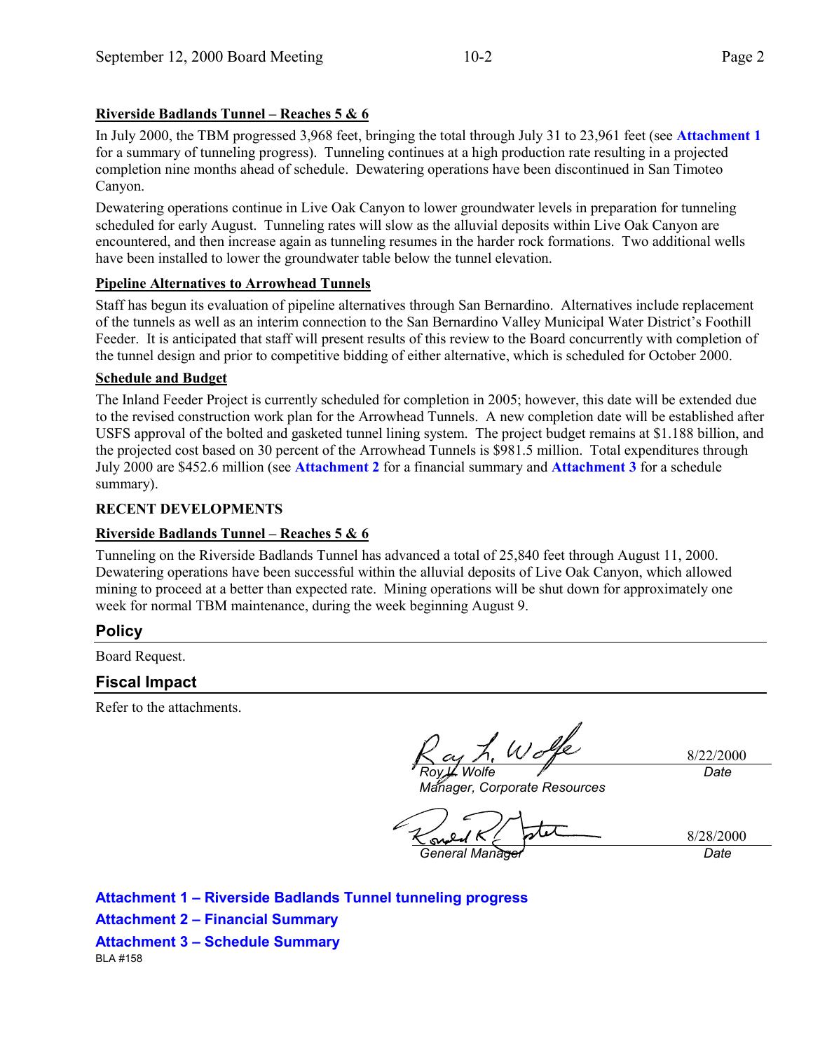**Riverside Badlands Tunnel – Reaches 5 & 6**

In July 2000, the TBM progressed 3,968 feet, bringing the total through July 31 to 23,961 feet (see **Attachment 1** for a summary of tunneling progress). Tunneling continues at a high production rate resulting in a projected completion nine months ahead of schedule. Dewatering operations have been discontinued in San Timoteo Canyon.

Dewatering operations continue in Live Oak Canyon to lower groundwater levels in preparation for tunneling scheduled for early August. Tunneling rates will slow as the alluvial deposits within Live Oak Canyon are encountered, and then increase again as tunneling resumes in the harder rock formations. Two additional wells have been installed to lower the groundwater table below the tunnel elevation.

**Pipeline Alternatives to Arrowhead Tunnels**

Staff has begun its evaluation of pipeline alternatives through San Bernardino. Alternatives include replacement of the tunnels as well as an interim connection to the San Bernardino Valley Municipal Water District's Foothill Feeder. It is anticipated that staff will present results of this review to the Board concurrently with completion of the tunnel design and prior to competitive bidding of either alternative, which is scheduled for October 2000.

**Schedule and Budget**

The Inland Feeder Project is currently scheduled for completion in 2005; however, this date will be extended due to the revised construction work plan for the Arrowhead Tunnels. A new completion date will be established after USFS approval of the bolted and gasketed tunnel lining system. The project budget remains at $1.188 billion, and the projected cost based on 30 percent of the Arrowhead Tunnels is $981.5 million. Total expenditures through July 2000 are $452.6 million (see **Attachment 2** for a financial summary and **Attachment 3** for a schedule summary).

**RECENT DEVELOPMENTS**

**Riverside Badlands Tunnel – Reaches 5 & 6**

Tunneling on the Riverside Badlands Tunnel has advanced a total of 25,840 feet through August 11, 2000. Dewatering operations have been successful within the alluvial deposits of Live Oak Canyon, which allowed mining to proceed at a better than expected rate. Mining operations will be shut down for approximately one week for normal TBM maintenance, during the week beginning August 9.

## Policy

Board Request.

## Fiscal Impact

Refer to the attachments.

| | |
|---|---|
| *Roy L. Wolfe* | 8/22/2000 |
| *Manager, Corporate Resources* | *Date* |
| | |
| *General Manager* | 8/28/2000 |
| | *Date* |

**Attachment 1 – Riverside Badlands Tunnel tunneling progress**

**Attachment 2 – Financial Summary**

**Attachment 3 – Schedule Summary**

BLA #158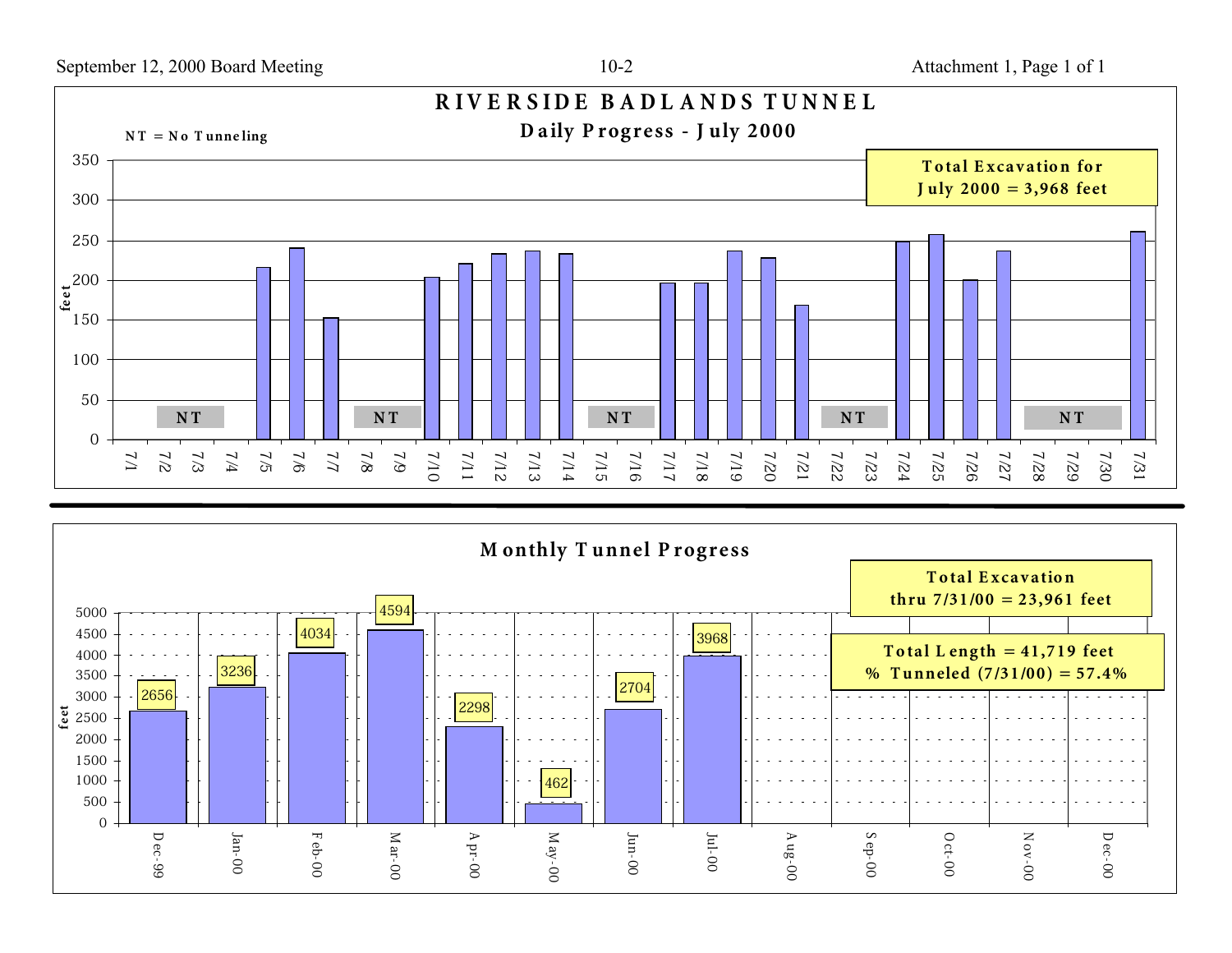# RIVERSIDE BADLANDS TUNNEL

## Daily Progress - July 2000

NT = No Tunneling

**Total Excavation for July 2000 = 3,968 feet**

| Date | 7/1 | 7/2 | 7/3 | 7/4 | 7/5 | 7/6 | 7/7 | 7/8 | 7/9 | 7/10 | 7/11 | 7/12 | 7/13 | 7/14 | 7/15 | 7/16 | 7/17 | 7/18 | 7/19 | 7/20 | 7/21 | 7/22 | 7/23 | 7/24 | 7/25 | 7/26 | 7/27 | 7/28 | 7/29 | 7/30 | 7/31 |
|---|---|---|---|---|---|---|---|---|---|---|---|---|---|---|---|---|---|---|---|---|---|---|---|---|---|---|---|---|---|---|---|
| Notes | | NT | NT | | | | | NT | NT | | | | | | NT | NT | | | | | | NT | NT | | | | | NT | NT | NT | |

## Monthly Tunnel Progress

| Month | Dec-99 | Jan-00 | Feb-00 | Mar-00 | Apr-00 | May-00 | Jun-00 | Jul-00 | Aug-00 | Sep-00 | Oct-00 | Nov-00 | Dec-00 |
|---|---|---|---|---|---|---|---|---|---|---|---|---|---|
| feet | 2656 | 3236 | 4034 | 4594 | 2298 | 462 | 2704 | 3968 | | | | | |

**Total Excavation thru 7/31/00 = 23,961 feet**

**Total Length = 41,719 feet**
**% Tunneled (7/31/00) = 57.4%**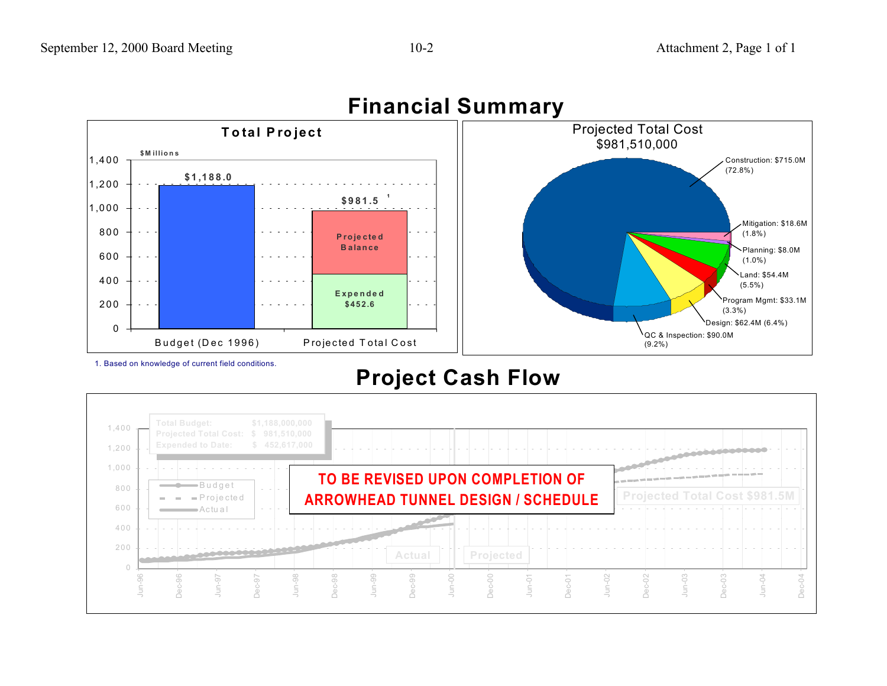# Financial Summary

### Total Project

$Millions

| | Budget (Dec 1996) | Projected Total Cost |
|---|---|---|
| Total | $1,188.0 | $981.5 [1] |
| Projected Balance | | |
| Expended | | $452.6 |

1. Based on knowledge of current field conditions.

### Projected Total Cost $981,510,000

- Construction: $715.0M (72.8%)
- Mitigation: $18.6M (1.8%)
- Planning: $8.0M (1.0%)
- Land: $54.4M (5.5%)
- Program Mgmt: $33.1M (3.3%)
- Design: $62.4M (6.4%)
- QC & Inspection: $90.0M (9.2%)

# Project Cash Flow

| | |
|---|---|
| Total Budget: | $1,188,000,000 |
| Projected Total Cost: | $ 981,510,000 |
| Expended to Date: | $ 452,617,000 |

Legend: Budget, Projected, Actual

Projected Total Cost $981.5M

**TO BE REVISED UPON COMPLETION OF ARROWHEAD TUNNEL DESIGN / SCHEDULE**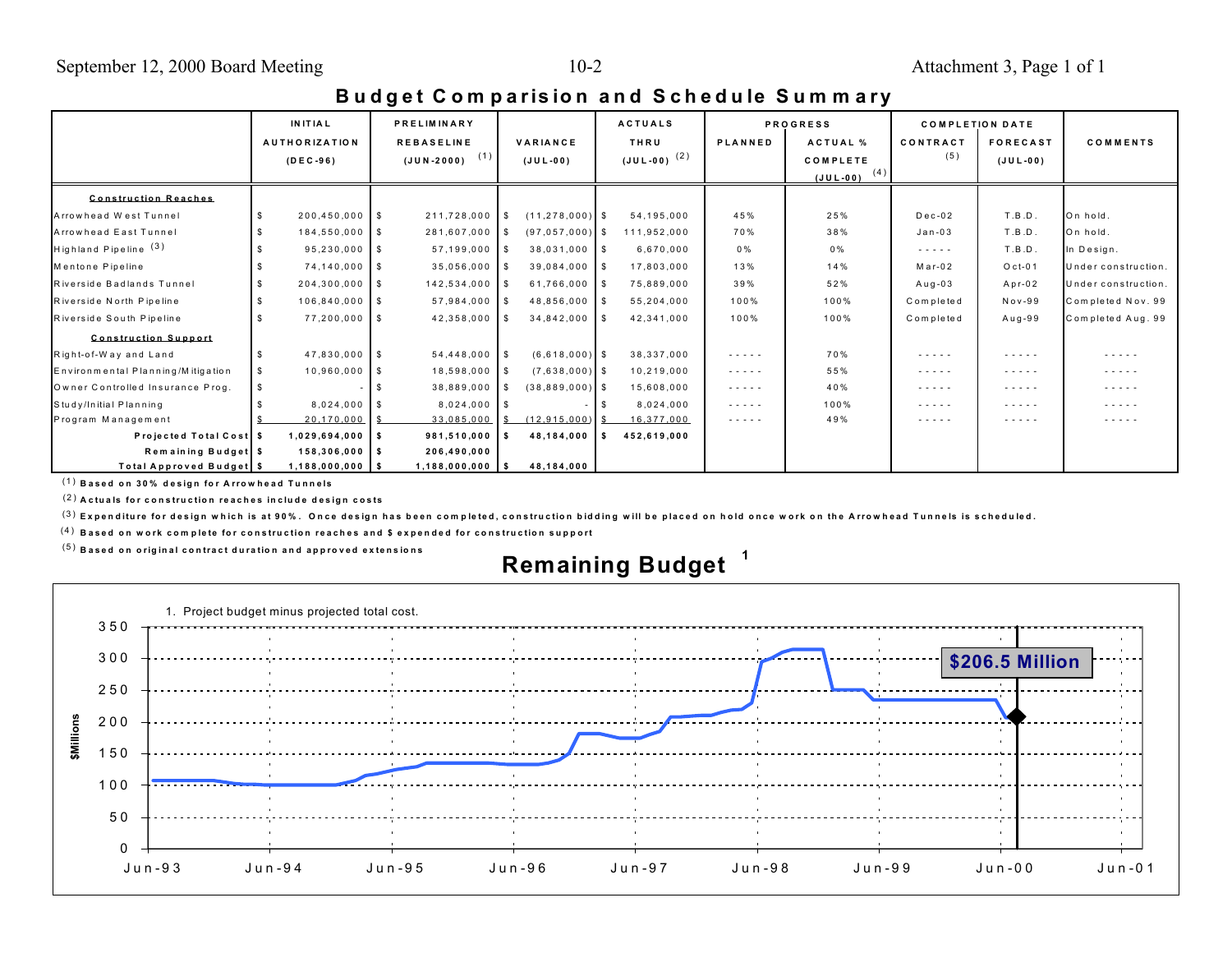## Budget Comparision and Schedule Summary

| | INITIAL AUTHORIZATION (DEC-96) | PRELIMINARY REBASELINE (JUN-2000) [(1)] | VARIANCE (JUL-00) | ACTUALS THRU (JUL-00) [(2)] | PROGRESS PLANNED | PROGRESS ACTUAL % COMPLETE (JUL-00) [(4)] | COMPLETION DATE CONTRACT [(5)] | COMPLETION DATE FORECAST (JUL-00) | COMMENTS |
|---|---|---|---|---|---|---|---|---|---|
| **Construction Reaches** | | | | | | | | | |
| Arrowhead West Tunnel | $ 200,450,000 | $ 211,728,000 | $ (11,278,000) | $ 54,195,000 | 45% | 25% | Dec-02 | T.B.D. | On hold. |
| Arrowhead East Tunnel | $ 184,550,000 | $ 281,607,000 | $ (97,057,000) | $ 111,952,000 | 70% | 38% | Jan-03 | T.B.D. | On hold. |
| Highland Pipeline [(3)] | $ 95,230,000 | $ 57,199,000 | $ 38,031,000 | $ 6,670,000 | 0% | 0% | - - - - - | T.B.D. | In Design. |
| Mentone Pipeline | $ 74,140,000 | $ 35,056,000 | $ 39,084,000 | $ 17,803,000 | 13% | 14% | Mar-02 | Oct-01 | Under construction. |
| Riverside Badlands Tunnel | $ 204,300,000 | $ 142,534,000 | $ 61,766,000 | $ 75,889,000 | 39% | 52% | Aug-03 | Apr-02 | Under construction. |
| Riverside North Pipeline | $ 106,840,000 | $ 57,984,000 | $ 48,856,000 | $ 55,204,000 | 100% | 100% | Completed | Nov-99 | Completed Nov. 99 |
| Riverside South Pipeline | $ 77,200,000 | $ 42,358,000 | $ 34,842,000 | $ 42,341,000 | 100% | 100% | Completed | Aug-99 | Completed Aug. 99 |
| **Construction Support** | | | | | | | | | |
| Right-of-Way and Land | $ 47,830,000 | $ 54,448,000 | $ (6,618,000) | $ 38,337,000 | - - - - - | 70% | - - - - - | - - - - - | - - - - - |
| Environmental Planning/Mitigation | $ 10,960,000 | $ 18,598,000 | $ (7,638,000) | $ 10,219,000 | - - - - - | 55% | - - - - - | - - - - - | - - - - - |
| Owner Controlled Insurance Prog. | $ - | $ 38,889,000 | $ (38,889,000) | $ 15,608,000 | - - - - - | 40% | - - - - - | - - - - - | - - - - - |
| Study/Initial Planning | $ 8,024,000 | $ 8,024,000 | $ - | $ 8,024,000 | - - - - - | 100% | - - - - - | - - - - - | - - - - - |
| Program Management | $ 20,170,000 | $ 33,085,000 | $ (12,915,000) | $ 16,377,000 | - - - - - | 49% | - - - - - | - - - - - | - - - - - |
| **Projected Total Cost** | **$ 1,029,694,000** | **$ 981,510,000** | **$ 48,184,000** | **$ 452,619,000** | | | | | |
| **Remaining Budget** | **$ 158,306,000** | **$ 206,490,000** | | | | | | | |
| **Total Approved Budget** | **$ 1,188,000,000** | **$ 1,188,000,000** | **$ 48,184,000** | | | | | | |

(1) **Based on 30% design for Arrowhead Tunnels**

(2) **Actuals for construction reaches include design costs**

(3) **Expenditure for design which is at 90%. Once design has been completed, construction bidding will be placed on hold once work on the Arrowhead Tunnels is scheduled.**

(4) **Based on work complete for construction reaches and $ expended for construction support**

(5) **Based on original contract duration and approved extensions**

## Remaining Budget [1]

1. Project budget minus projected total cost.

$Millions

350
300
250
200
150
100
50
0

Jun-93 Jun-94 Jun-95 Jun-96 Jun-97 Jun-98 Jun-99 Jun-00 Jun-01

$206.5 Million